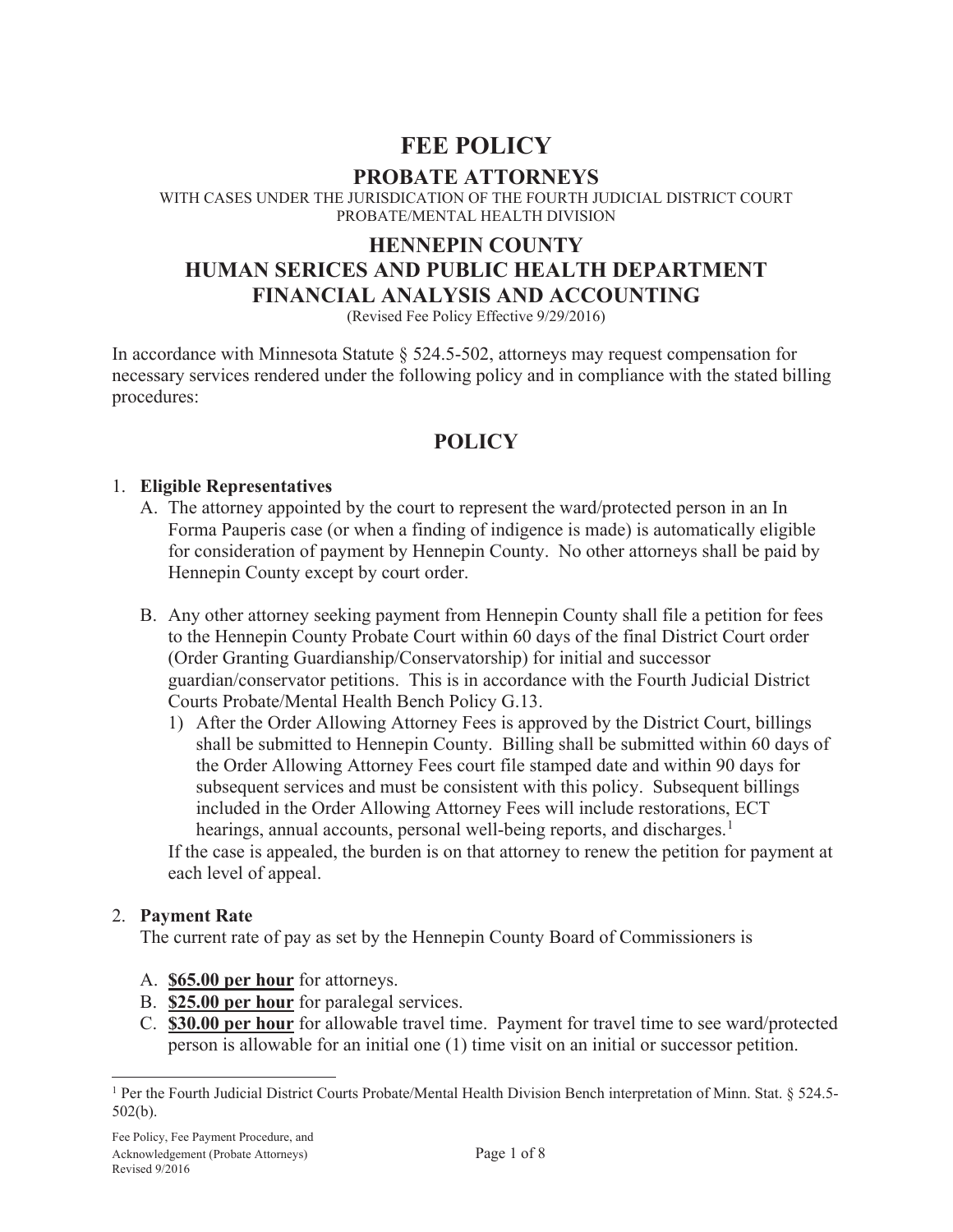# FEE POLICY

## PROBATE ATTORNEYS

WITH CASES UNDER THE JURISDICATION OF THE FOURTH JUDICIAL DISTRICT COURT PROBATE/MENTAL HEALTH DIVISION

## HENNEPIN COUNTY
## HUMAN SERICES AND PUBLIC HEALTH DEPARTMENT
## FINANCIAL ANALYSIS AND ACCOUNTING

(Revised Fee Policy Effective 9/29/2016)

In accordance with Minnesota Statute § 524.5-502, attorneys may request compensation for necessary services rendered under the following policy and in compliance with the stated billing procedures:

## POLICY

1. **Eligible Representatives**
   A. The attorney appointed by the court to represent the ward/protected person in an In Forma Pauperis case (or when a finding of indigence is made) is automatically eligible for consideration of payment by Hennepin County. No other attorneys shall be paid by Hennepin County except by court order.

   B. Any other attorney seeking payment from Hennepin County shall file a petition for fees to the Hennepin County Probate Court within 60 days of the final District Court order (Order Granting Guardianship/Conservatorship) for initial and successor guardian/conservator petitions. This is in accordance with the Fourth Judicial District Courts Probate/Mental Health Bench Policy G.13.
      1) After the Order Allowing Attorney Fees is approved by the District Court, billings shall be submitted to Hennepin County. Billing shall be submitted within 60 days of the Order Allowing Attorney Fees court file stamped date and within 90 days for subsequent services and must be consistent with this policy. Subsequent billings included in the Order Allowing Attorney Fees will include restorations, ECT hearings, annual accounts, personal well-being reports, and discharges.[1]

      If the case is appealed, the burden is on that attorney to renew the petition for payment at each level of appeal.

2. **Payment Rate**
   The current rate of pay as set by the Hennepin County Board of Commissioners is

   A. **<u>$65.00 per hour</u>** for attorneys.
   B. **<u>$25.00 per hour</u>** for paralegal services.
   C. **<u>$30.00 per hour</u>** for allowable travel time. Payment for travel time to see ward/protected person is allowable for an initial one (1) time visit on an initial or successor petition.

---

[1] Per the Fourth Judicial District Courts Probate/Mental Health Division Bench interpretation of Minn. Stat. § 524.5-502(b).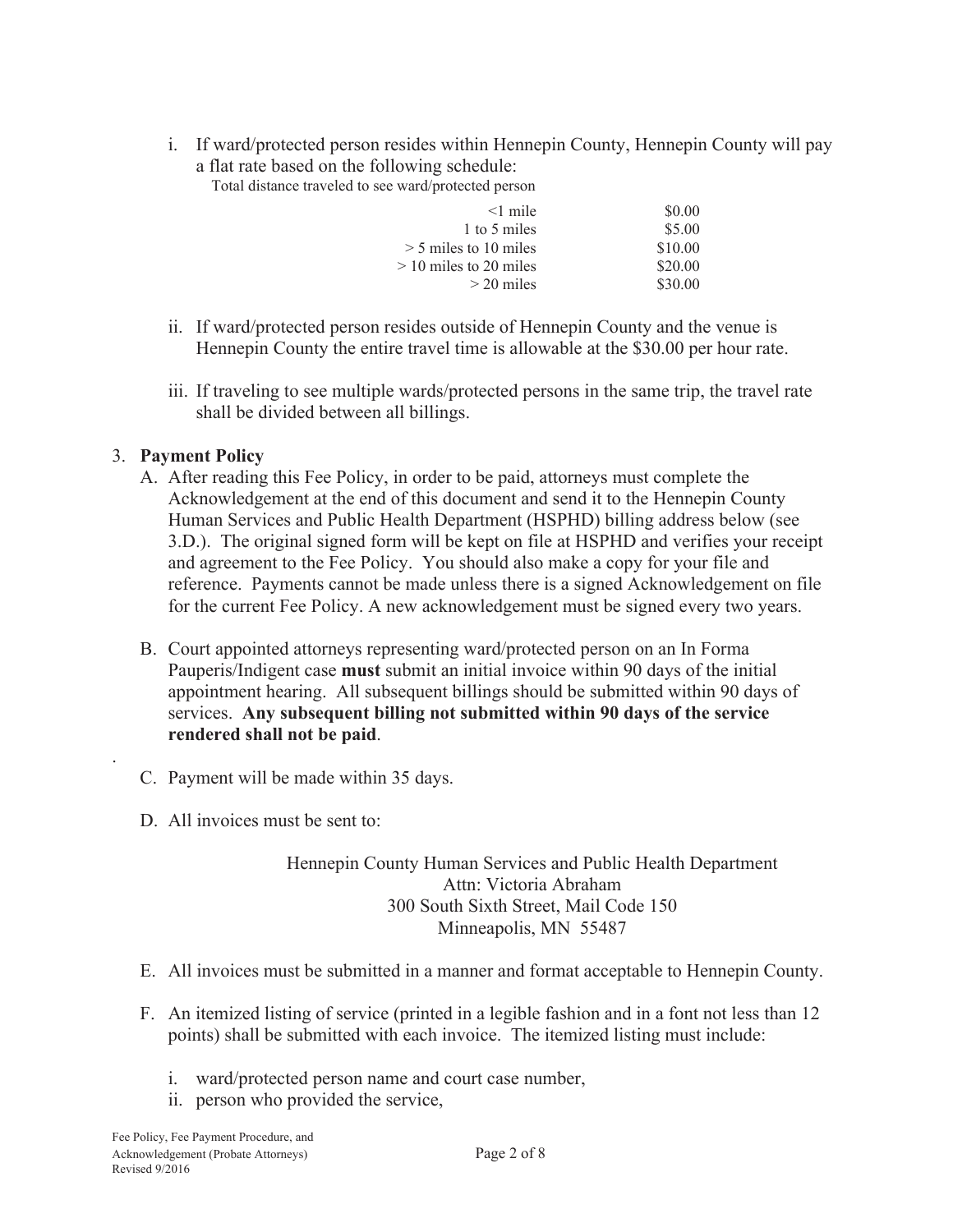i. If ward/protected person resides within Hennepin County, Hennepin County will pay a flat rate based on the following schedule:

Total distance traveled to see ward/protected person

| | |
|---|---|
| <1 mile | $0.00 |
| 1 to 5 miles | $5.00 |
| > 5 miles to 10 miles | $10.00 |
| > 10 miles to 20 miles | $20.00 |
| > 20 miles | $30.00 |

ii. If ward/protected person resides outside of Hennepin County and the venue is Hennepin County the entire travel time is allowable at the $30.00 per hour rate.

iii. If traveling to see multiple wards/protected persons in the same trip, the travel rate shall be divided between all billings.

3. **Payment Policy**

A. After reading this Fee Policy, in order to be paid, attorneys must complete the Acknowledgement at the end of this document and send it to the Hennepin County Human Services and Public Health Department (HSPHD) billing address below (see 3.D.). The original signed form will be kept on file at HSPHD and verifies your receipt and agreement to the Fee Policy. You should also make a copy for your file and reference. Payments cannot be made unless there is a signed Acknowledgement on file for the current Fee Policy. A new acknowledgement must be signed every two years.

B. Court appointed attorneys representing ward/protected person on an In Forma Pauperis/Indigent case **must** submit an initial invoice within 90 days of the initial appointment hearing. All subsequent billings should be submitted within 90 days of services. **Any subsequent billing not submitted within 90 days of the service rendered shall not be paid**.

C. Payment will be made within 35 days.

D. All invoices must be sent to:

Hennepin County Human Services and Public Health Department
Attn: Victoria Abraham
300 South Sixth Street, Mail Code 150
Minneapolis, MN 55487

E. All invoices must be submitted in a manner and format acceptable to Hennepin County.

F. An itemized listing of service (printed in a legible fashion and in a font not less than 12 points) shall be submitted with each invoice. The itemized listing must include:

i. ward/protected person name and court case number,
ii. person who provided the service,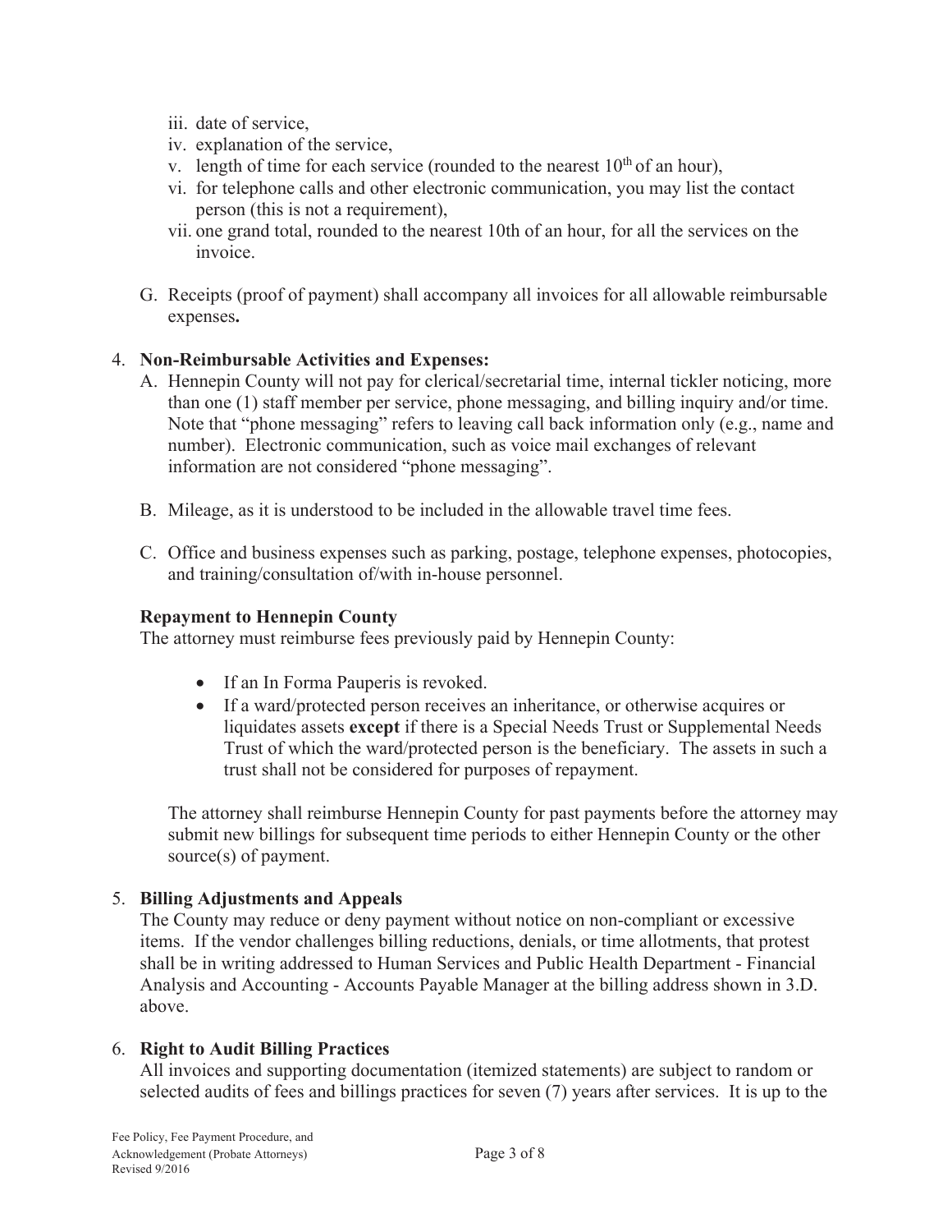iii. date of service,
iv. explanation of the service,
v. length of time for each service (rounded to the nearest $10^{th}$ of an hour),
vi. for telephone calls and other electronic communication, you may list the contact person (this is not a requirement),
vii. one grand total, rounded to the nearest 10th of an hour, for all the services on the invoice.

G. Receipts (proof of payment) shall accompany all invoices for all allowable reimbursable expenses**.**

4. **Non-Reimbursable Activities and Expenses:**

   A. Hennepin County will not pay for clerical/secretarial time, internal tickler noticing, more than one (1) staff member per service, phone messaging, and billing inquiry and/or time. Note that "phone messaging" refers to leaving call back information only (e.g., name and number). Electronic communication, such as voice mail exchanges of relevant information are not considered "phone messaging".

   B. Mileage, as it is understood to be included in the allowable travel time fees.

   C. Office and business expenses such as parking, postage, telephone expenses, photocopies, and training/consultation of/with in-house personnel.

   **Repayment to Hennepin County**

   The attorney must reimburse fees previously paid by Hennepin County:

   - If an In Forma Pauperis is revoked.
   - If a ward/protected person receives an inheritance, or otherwise acquires or liquidates assets **except** if there is a Special Needs Trust or Supplemental Needs Trust of which the ward/protected person is the beneficiary. The assets in such a trust shall not be considered for purposes of repayment.

   The attorney shall reimburse Hennepin County for past payments before the attorney may submit new billings for subsequent time periods to either Hennepin County or the other source(s) of payment.

5. **Billing Adjustments and Appeals**

   The County may reduce or deny payment without notice on non-compliant or excessive items. If the vendor challenges billing reductions, denials, or time allotments, that protest shall be in writing addressed to Human Services and Public Health Department - Financial Analysis and Accounting - Accounts Payable Manager at the billing address shown in 3.D. above.

6. **Right to Audit Billing Practices**

   All invoices and supporting documentation (itemized statements) are subject to random or selected audits of fees and billings practices for seven (7) years after services. It is up to the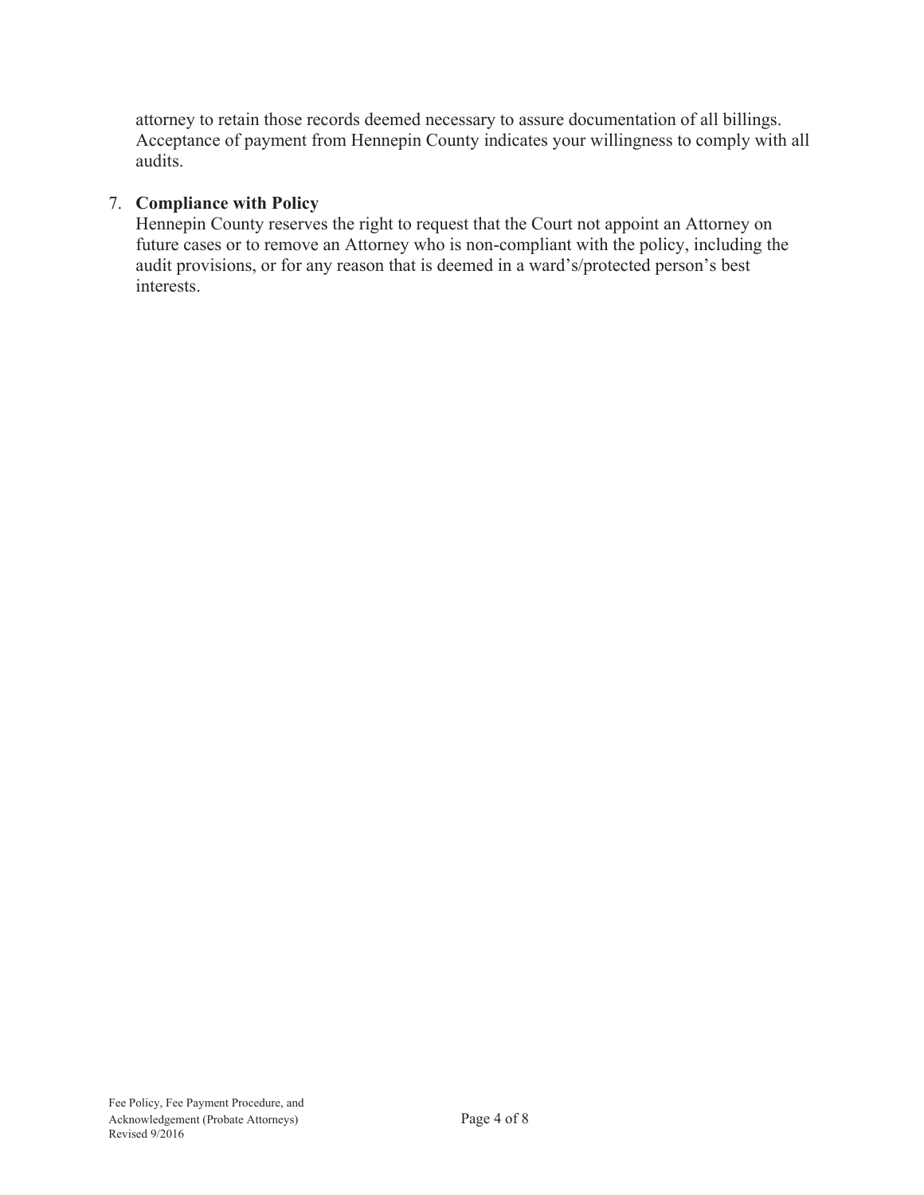attorney to retain those records deemed necessary to assure documentation of all billings. Acceptance of payment from Hennepin County indicates your willingness to comply with all audits.

7. **Compliance with Policy**
   Hennepin County reserves the right to request that the Court not appoint an Attorney on future cases or to remove an Attorney who is non-compliant with the policy, including the audit provisions, or for any reason that is deemed in a ward's/protected person's best interests.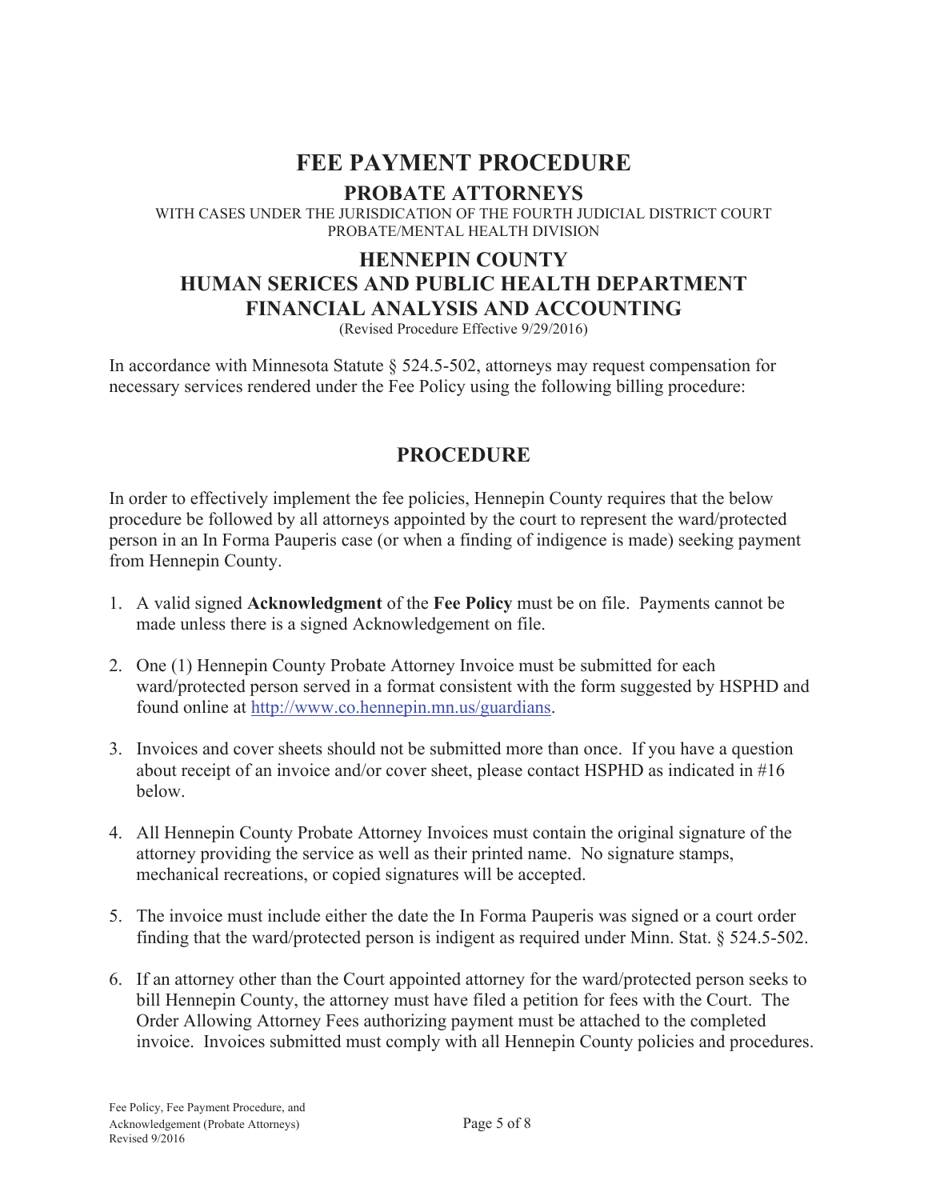# FEE PAYMENT PROCEDURE

## PROBATE ATTORNEYS

WITH CASES UNDER THE JURISDICATION OF THE FOURTH JUDICIAL DISTRICT COURT
PROBATE/MENTAL HEALTH DIVISION

## HENNEPIN COUNTY
## HUMAN SERICES AND PUBLIC HEALTH DEPARTMENT
## FINANCIAL ANALYSIS AND ACCOUNTING

(Revised Procedure Effective 9/29/2016)

In accordance with Minnesota Statute § 524.5-502, attorneys may request compensation for necessary services rendered under the Fee Policy using the following billing procedure:

## PROCEDURE

In order to effectively implement the fee policies, Hennepin County requires that the below procedure be followed by all attorneys appointed by the court to represent the ward/protected person in an In Forma Pauperis case (or when a finding of indigence is made) seeking payment from Hennepin County.

1. A valid signed **Acknowledgment** of the **Fee Policy** must be on file. Payments cannot be made unless there is a signed Acknowledgement on file.
2. One (1) Hennepin County Probate Attorney Invoice must be submitted for each ward/protected person served in a format consistent with the form suggested by HSPHD and found online at http://www.co.hennepin.mn.us/guardians.
3. Invoices and cover sheets should not be submitted more than once. If you have a question about receipt of an invoice and/or cover sheet, please contact HSPHD as indicated in #16 below.
4. All Hennepin County Probate Attorney Invoices must contain the original signature of the attorney providing the service as well as their printed name. No signature stamps, mechanical recreations, or copied signatures will be accepted.
5. The invoice must include either the date the In Forma Pauperis was signed or a court order finding that the ward/protected person is indigent as required under Minn. Stat. § 524.5-502.
6. If an attorney other than the Court appointed attorney for the ward/protected person seeks to bill Hennepin County, the attorney must have filed a petition for fees with the Court. The Order Allowing Attorney Fees authorizing payment must be attached to the completed invoice. Invoices submitted must comply with all Hennepin County policies and procedures.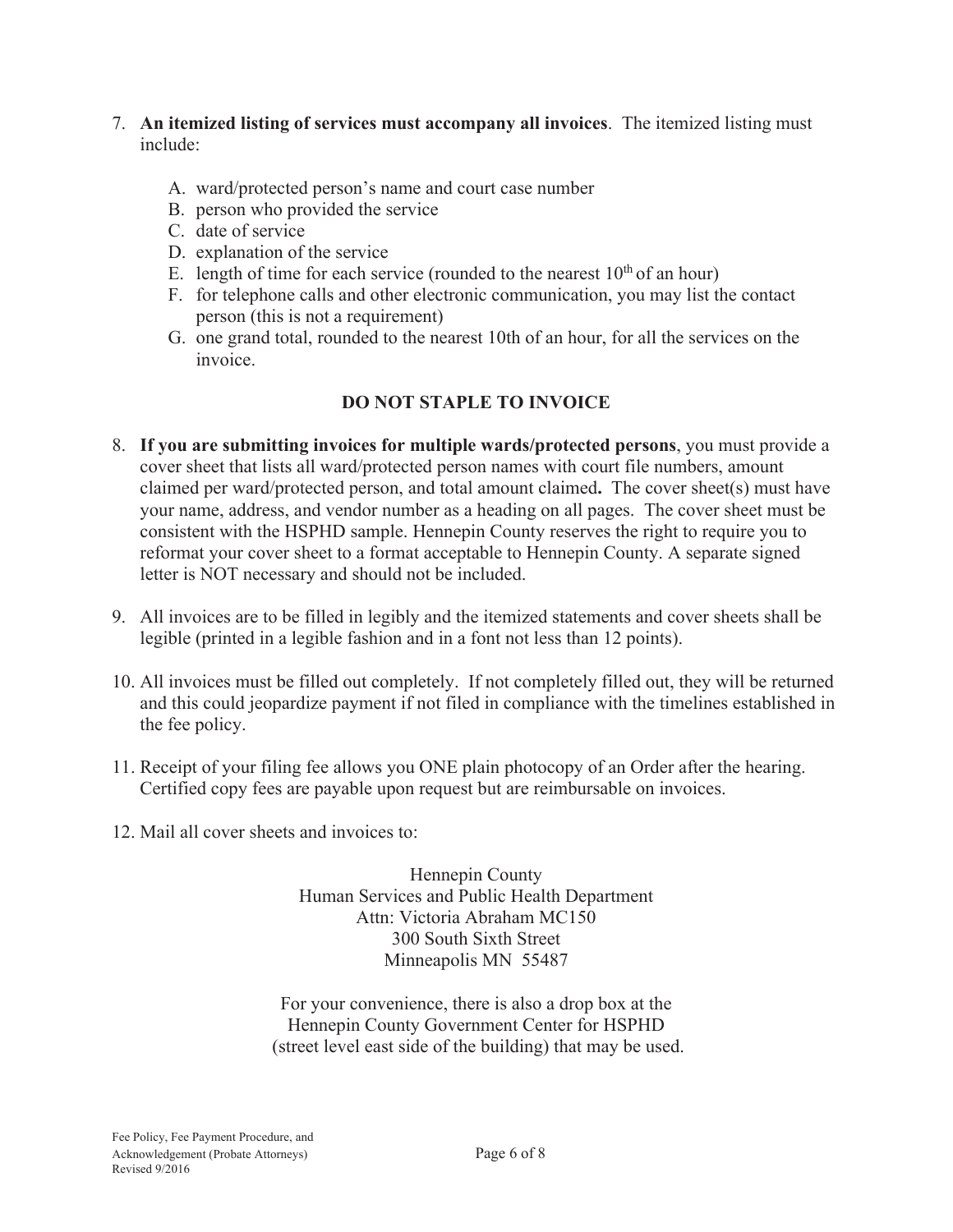7. **An itemized listing of services must accompany all invoices**. The itemized listing must include:

    A. ward/protected person's name and court case number
    B. person who provided the service
    C. date of service
    D. explanation of the service
    E. length of time for each service (rounded to the nearest 10th of an hour)
    F. for telephone calls and other electronic communication, you may list the contact person (this is not a requirement)
    G. one grand total, rounded to the nearest 10th of an hour, for all the services on the invoice.

**DO NOT STAPLE TO INVOICE**

8. **If you are submitting invoices for multiple wards/protected persons**, you must provide a cover sheet that lists all ward/protected person names with court file numbers, amount claimed per ward/protected person, and total amount claimed**.** The cover sheet(s) must have your name, address, and vendor number as a heading on all pages. The cover sheet must be consistent with the HSPHD sample. Hennepin County reserves the right to require you to reformat your cover sheet to a format acceptable to Hennepin County. A separate signed letter is NOT necessary and should not be included.

9. All invoices are to be filled in legibly and the itemized statements and cover sheets shall be legible (printed in a legible fashion and in a font not less than 12 points).

10. All invoices must be filled out completely. If not completely filled out, they will be returned and this could jeopardize payment if not filed in compliance with the timelines established in the fee policy.

11. Receipt of your filing fee allows you ONE plain photocopy of an Order after the hearing. Certified copy fees are payable upon request but are reimbursable on invoices.

12. Mail all cover sheets and invoices to:

Hennepin County
Human Services and Public Health Department
Attn: Victoria Abraham MC150
300 South Sixth Street
Minneapolis MN 55487

For your convenience, there is also a drop box at the Hennepin County Government Center for HSPHD (street level east side of the building) that may be used.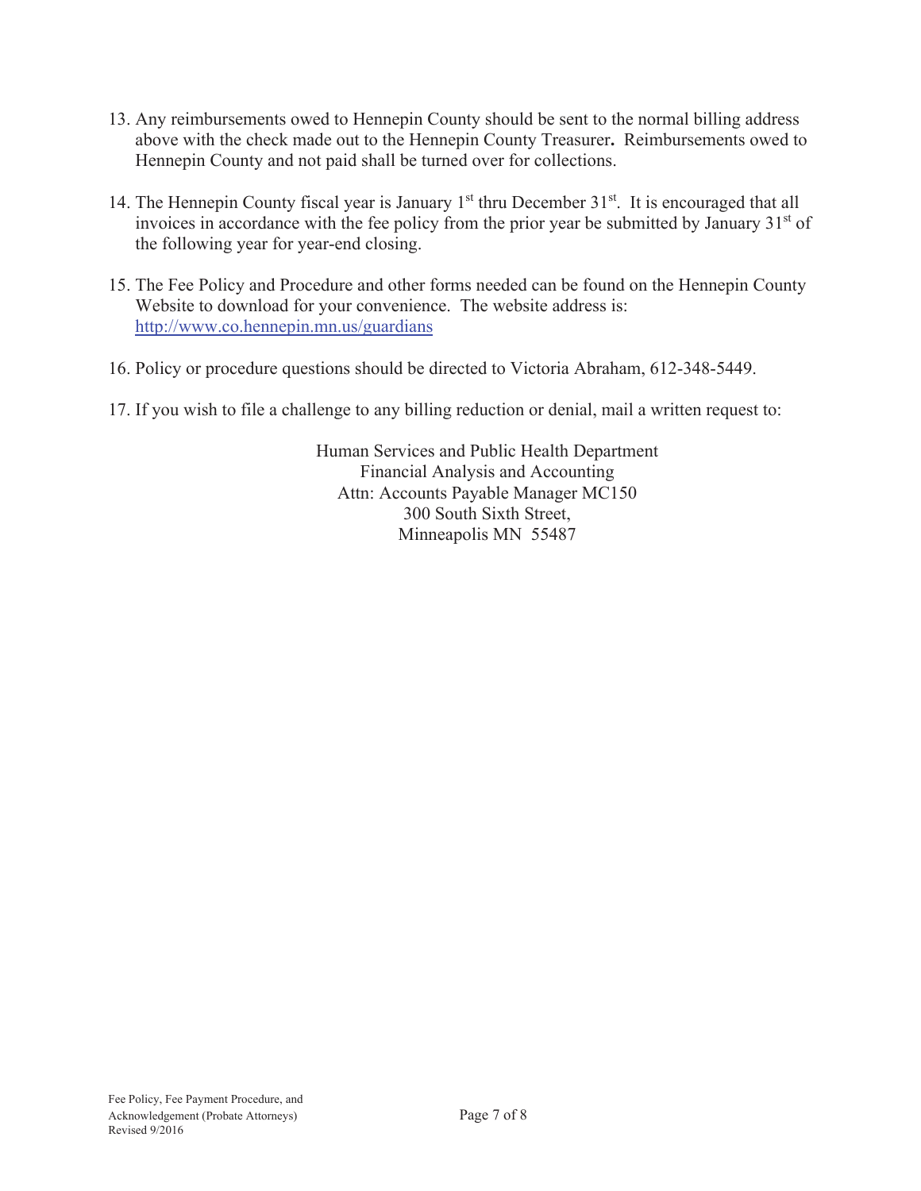13. Any reimbursements owed to Hennepin County should be sent to the normal billing address above with the check made out to the Hennepin County Treasurer**.** Reimbursements owed to Hennepin County and not paid shall be turned over for collections.

14. The Hennepin County fiscal year is January 1st thru December 31st. It is encouraged that all invoices in accordance with the fee policy from the prior year be submitted by January 31st of the following year for year-end closing.

15. The Fee Policy and Procedure and other forms needed can be found on the Hennepin County Website to download for your convenience. The website address is: http://www.co.hennepin.mn.us/guardians

16. Policy or procedure questions should be directed to Victoria Abraham, 612-348-5449.

17. If you wish to file a challenge to any billing reduction or denial, mail a written request to:

Human Services and Public Health Department
Financial Analysis and Accounting
Attn: Accounts Payable Manager MC150
300 South Sixth Street,
Minneapolis MN 55487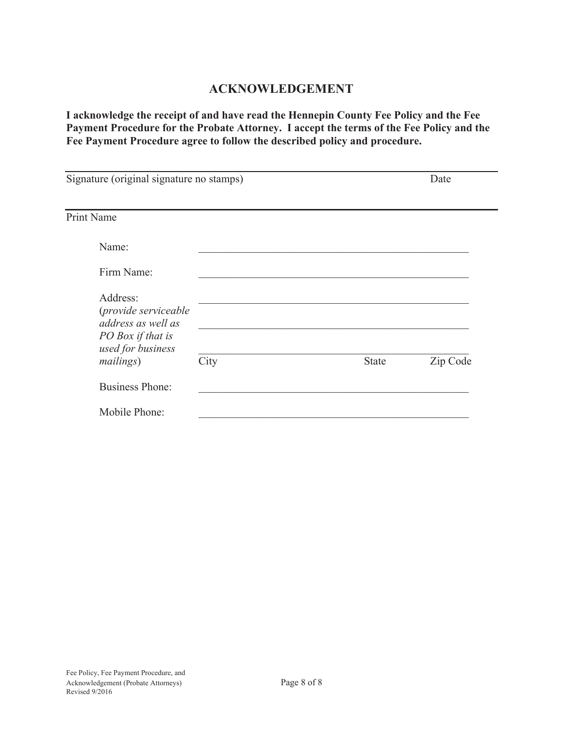# ACKNOWLEDGEMENT

**I acknowledge the receipt of and have read the Hennepin County Fee Policy and the Fee Payment Procedure for the Probate Attorney. I accept the terms of the Fee Policy and the Fee Payment Procedure agree to follow the described policy and procedure.**

______________________________________________________________________

Signature (original signature no stamps) Date

______________________________________________________________________

Print Name

Name: ______________________________________________

Firm Name: ______________________________________________

Address: ______________________________________________
(*provide serviceable address as well as PO Box if that is used for business mailings*)

______________________________________________

______________________________________________

City State Zip Code

Business Phone: ______________________________________________

Mobile Phone: ______________________________________________

Fee Policy, Fee Payment Procedure, and Acknowledgement (Probate Attorneys)
Revised 9/2016